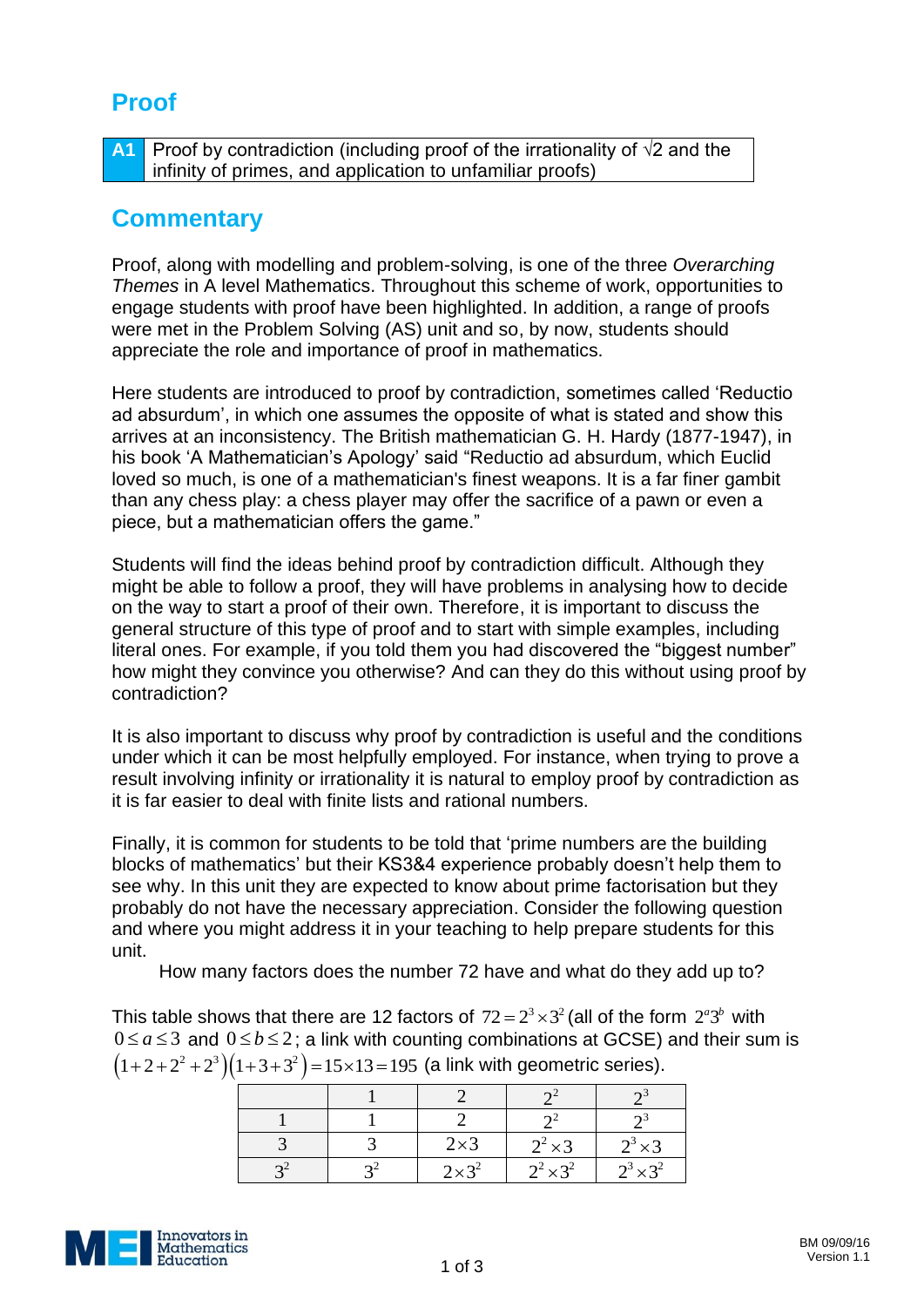# Proof

| A1 | Proof by contradiction (including proof of the irrationality of √2 and the infinity of primes, and application to unfamiliar proofs) |
|---|---|

## Commentary

Proof, along with modelling and problem-solving, is one of the three *Overarching Themes* in A level Mathematics. Throughout this scheme of work, opportunities to engage students with proof have been highlighted. In addition, a range of proofs were met in the Problem Solving (AS) unit and so, by now, students should appreciate the role and importance of proof in mathematics.

Here students are introduced to proof by contradiction, sometimes called 'Reductio ad absurdum', in which one assumes the opposite of what is stated and show this arrives at an inconsistency. The British mathematician G. H. Hardy (1877-1947), in his book 'A Mathematician's Apology' said "Reductio ad absurdum, which Euclid loved so much, is one of a mathematician's finest weapons. It is a far finer gambit than any chess play: a chess player may offer the sacrifice of a pawn or even a piece, but a mathematician offers the game."

Students will find the ideas behind proof by contradiction difficult. Although they might be able to follow a proof, they will have problems in analysing how to decide on the way to start a proof of their own. Therefore, it is important to discuss the general structure of this type of proof and to start with simple examples, including literal ones. For example, if you told them you had discovered the "biggest number" how might they convince you otherwise? And can they do this without using proof by contradiction?

It is also important to discuss why proof by contradiction is useful and the conditions under which it can be most helpfully employed. For instance, when trying to prove a result involving infinity or irrationality it is natural to employ proof by contradiction as it is far easier to deal with finite lists and rational numbers.

Finally, it is common for students to be told that 'prime numbers are the building blocks of mathematics' but their KS3&4 experience probably doesn't help them to see why. In this unit they are expected to know about prime factorisation but they probably do not have the necessary appreciation. Consider the following question and where you might address it in your teaching to help prepare students for this unit.

How many factors does the number 72 have and what do they add up to?

This table shows that there are 12 factors of $72 = 2^3 \times 3^2$ (all of the form $2^a 3^b$ with $0 \le a \le 3$ and $0 \le b \le 2$; a link with counting combinations at GCSE) and their sum is $\left(1+2+2^2+2^3\right)\left(1+3+3^2\right) = 15 \times 13 = 195$ (a link with geometric series).

| | $1$ | $2$ | $2^2$ | $2^3$ |
|---|---|---|---|---|
| $1$ | $1$ | $2$ | $2^2$ | $2^3$ |
| $3$ | $3$ | $2 \times 3$ | $2^2 \times 3$ | $2^3 \times 3$ |
| $3^2$ | $3^2$ | $2 \times 3^2$ | $2^2 \times 3^2$ | $2^3 \times 3^2$ |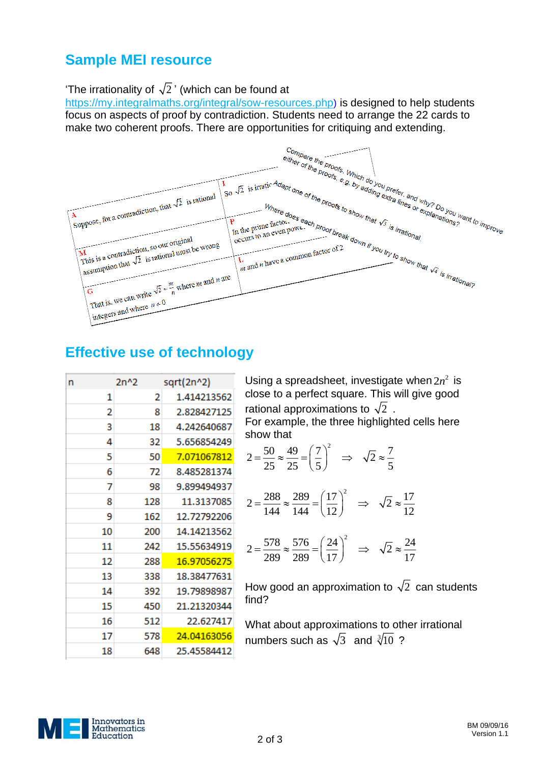## Sample MEI resource

'The irrationality of $\sqrt{2}$' (which can be found at https://my.integralmaths.org/integral/sow-resources.php) is designed to help students focus on aspects of proof by contradiction. Students need to arrange the 22 cards to make two coherent proofs. There are opportunities for critiquing and extending.

A
Suppose, for a contradiction, that $\sqrt{2}$ is rational

M
This is a contradiction, so our original assumption that $\sqrt{2}$ is rational must be wrong

G
That is, we can write $\sqrt{2} = \frac{m}{n}$ where $m$ and $n$ are integers and where $n \neq 0$

I
So $\sqrt{2}$ is irratio...

P
In the prime factor... occurs to an even powe...

L
$m$ and $n$ have a common factor of 2

Compare the proofs. Which do you prefer, and why? Do you want to improve either of the proofs, e.g. by adding extra lines or explanations?

Adapt one of the proofs to show that $\sqrt{3}$ is irrational.

Where does each proof break down if you try to show that $\sqrt{4}$ is irrational?

## Effective use of technology

| n | 2n^2 | sqrt(2n^2) |
|---|---|---|
| 1 | 2 | 1.414213562 |
| 2 | 8 | 2.828427125 |
| 3 | 18 | 4.242640687 |
| 4 | 32 | 5.656854249 |
| 5 | 50 | 7.071067812 |
| 6 | 72 | 8.485281374 |
| 7 | 98 | 9.899494937 |
| 8 | 128 | 11.3137085 |
| 9 | 162 | 12.72792206 |
| 10 | 200 | 14.14213562 |
| 11 | 242 | 15.55634919 |
| 12 | 288 | 16.97056275 |
| 13 | 338 | 18.38477631 |
| 14 | 392 | 19.79898987 |
| 15 | 450 | 21.21320344 |
| 16 | 512 | 22.627417 |
| 17 | 578 | 24.04163056 |
| 18 | 648 | 25.45584412 |

Using a spreadsheet, investigate when $2n^2$ is close to a perfect square. This will give good rational approximations to $\sqrt{2}$ .
For example, the three highlighted cells here show that

$$2 = \frac{50}{25} \approx \frac{49}{25} = \left(\frac{7}{5}\right)^2 \quad \Rightarrow \quad \sqrt{2} \approx \frac{7}{5}$$

$$2 = \frac{288}{144} \approx \frac{289}{144} = \left(\frac{17}{12}\right)^2 \quad \Rightarrow \quad \sqrt{2} \approx \frac{17}{12}$$

$$2 = \frac{578}{289} \approx \frac{576}{289} = \left(\frac{24}{17}\right)^2 \quad \Rightarrow \quad \sqrt{2} \approx \frac{24}{17}$$

How good an approximation to $\sqrt{2}$ can students find?

What about approximations to other irrational numbers such as $\sqrt{3}$ and $\sqrt[3]{10}$ ?

BM 09/09/16
Version 1.1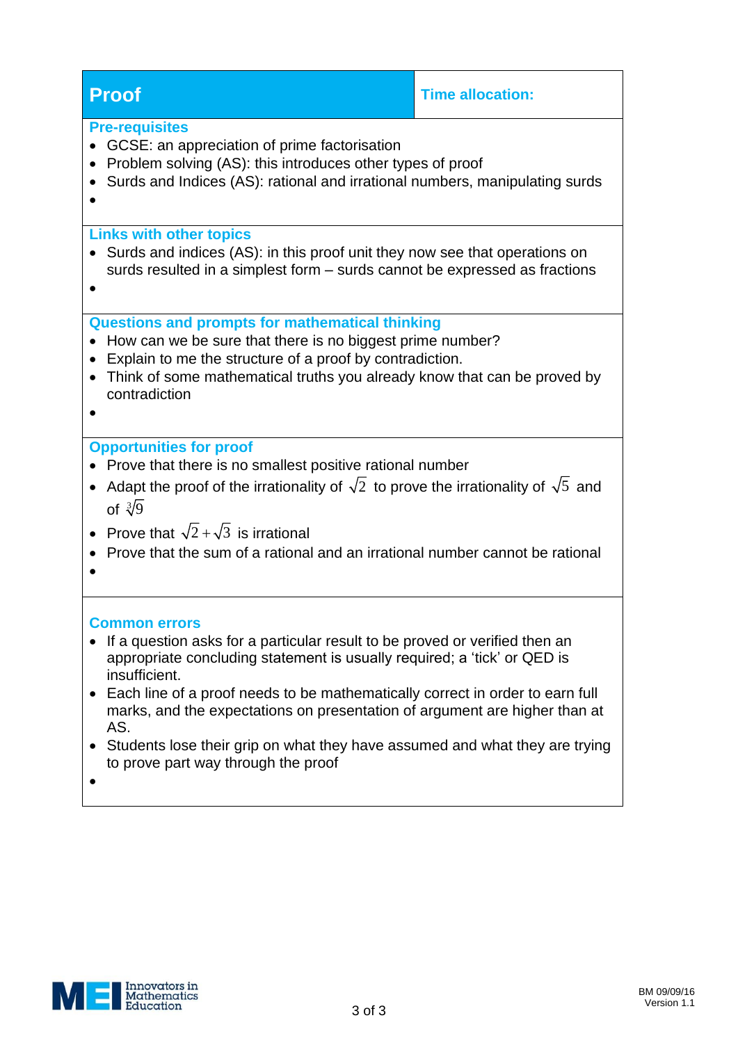## Proof

**Time allocation:**

### Pre-requisites

- GCSE: an appreciation of prime factorisation
- Problem solving (AS): this introduces other types of proof
- Surds and Indices (AS): rational and irrational numbers, manipulating surds
- 

### Links with other topics

- Surds and indices (AS): in this proof unit they now see that operations on surds resulted in a simplest form – surds cannot be expressed as fractions
- 

### Questions and prompts for mathematical thinking

- How can we be sure that there is no biggest prime number?
- Explain to me the structure of a proof by contradiction.
- Think of some mathematical truths you already know that can be proved by contradiction
- 

### Opportunities for proof

- Prove that there is no smallest positive rational number
- Adapt the proof of the irrationality of $\sqrt{2}$ to prove the irrationality of $\sqrt{5}$ and of $\sqrt[3]{9}$
- Prove that $\sqrt{2}+\sqrt{3}$ is irrational
- Prove that the sum of a rational and an irrational number cannot be rational
- 

### Common errors

- If a question asks for a particular result to be proved or verified then an appropriate concluding statement is usually required; a 'tick' or QED is insufficient.
- Each line of a proof needs to be mathematically correct in order to earn full marks, and the expectations on presentation of argument are higher than at AS.
- Students lose their grip on what they have assumed and what they are trying to prove part way through the proof
- 

BM 09/09/16
Version 1.1